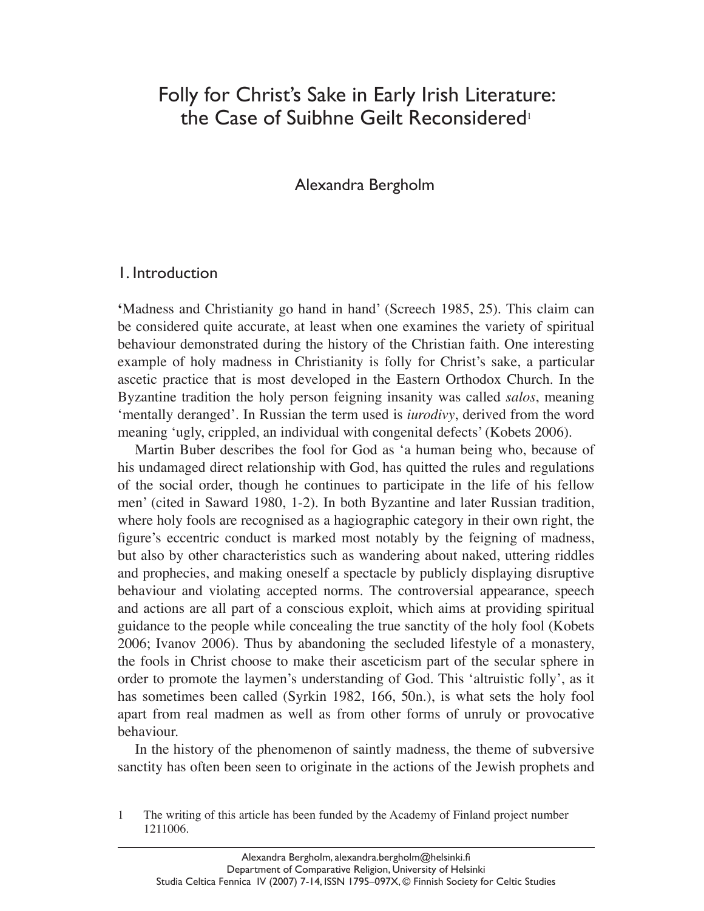# Folly for Christ's Sake in Early Irish Literature: the Case of Suibhne Geilt Reconsidered[1]

Alexandra Bergholm

## 1. Introduction

'Madness and Christianity go hand in hand' (Screech 1985, 25). This claim can be considered quite accurate, at least when one examines the variety of spiritual behaviour demonstrated during the history of the Christian faith. One interesting example of holy madness in Christianity is folly for Christ's sake, a particular ascetic practice that is most developed in the Eastern Orthodox Church. In the Byzantine tradition the holy person feigning insanity was called *salos*, meaning 'mentally deranged'. In Russian the term used is *iurodivy*, derived from the word meaning 'ugly, crippled, an individual with congenital defects' (Kobets 2006).

Martin Buber describes the fool for God as 'a human being who, because of his undamaged direct relationship with God, has quitted the rules and regulations of the social order, though he continues to participate in the life of his fellow men' (cited in Saward 1980, 1-2). In both Byzantine and later Russian tradition, where holy fools are recognised as a hagiographic category in their own right, the figure's eccentric conduct is marked most notably by the feigning of madness, but also by other characteristics such as wandering about naked, uttering riddles and prophecies, and making oneself a spectacle by publicly displaying disruptive behaviour and violating accepted norms. The controversial appearance, speech and actions are all part of a conscious exploit, which aims at providing spiritual guidance to the people while concealing the true sanctity of the holy fool (Kobets 2006; Ivanov 2006). Thus by abandoning the secluded lifestyle of a monastery, the fools in Christ choose to make their asceticism part of the secular sphere in order to promote the laymen's understanding of God. This 'altruistic folly', as it has sometimes been called (Syrkin 1982, 166, 50n.), is what sets the holy fool apart from real madmen as well as from other forms of unruly or provocative behaviour.

In the history of the phenomenon of saintly madness, the theme of subversive sanctity has often been seen to originate in the actions of the Jewish prophets and

1 The writing of this article has been funded by the Academy of Finland project number 1211006.

Alexandra Bergholm, alexandra.bergholm@helsinki.fi
Department of Comparative Religion, University of Helsinki
Studia Celtica Fennica IV (2007) 7-14, ISSN 1795–097X, © Finnish Society for Celtic Studies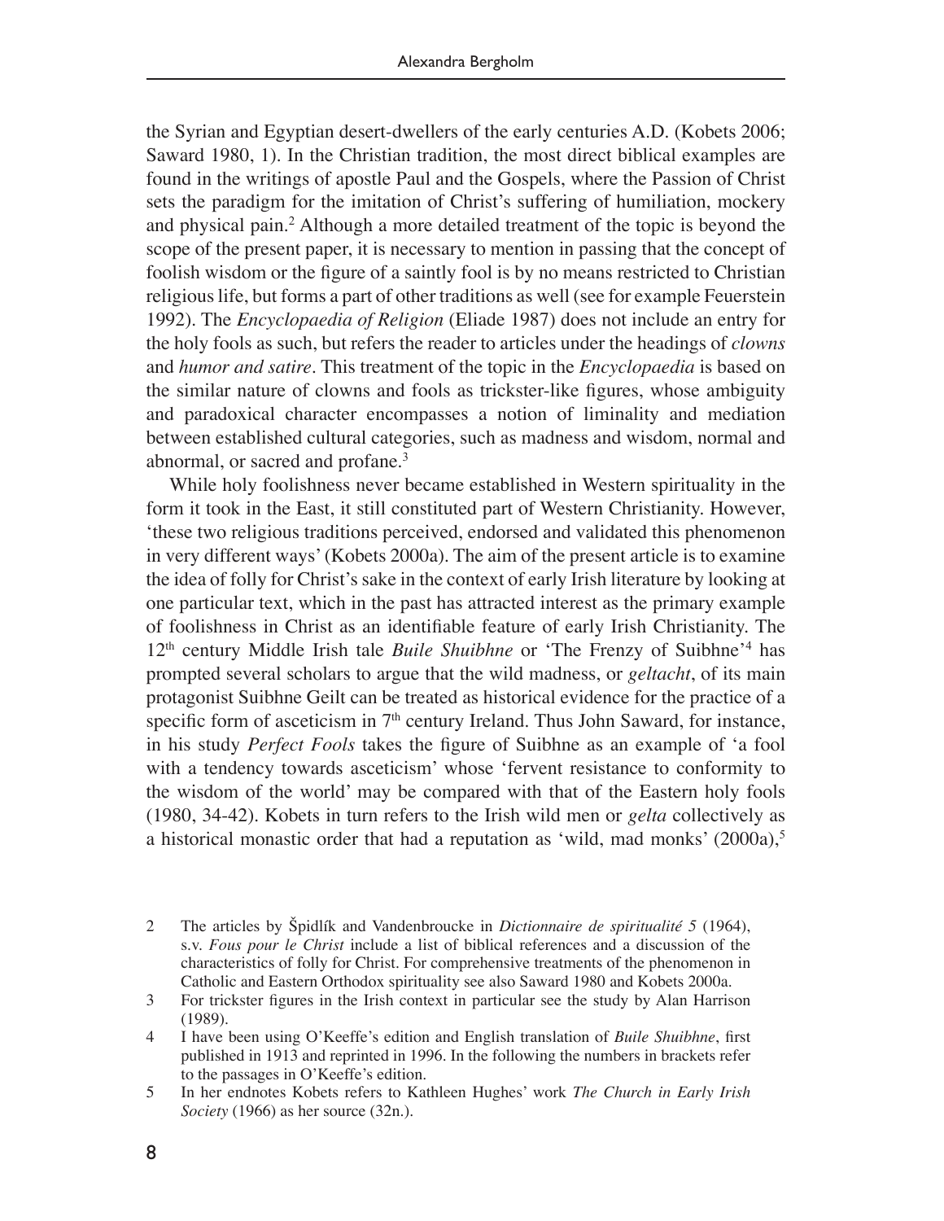the Syrian and Egyptian desert-dwellers of the early centuries A.D. (Kobets 2006; Saward 1980, 1). In the Christian tradition, the most direct biblical examples are found in the writings of apostle Paul and the Gospels, where the Passion of Christ sets the paradigm for the imitation of Christ's suffering of humiliation, mockery and physical pain.[2] Although a more detailed treatment of the topic is beyond the scope of the present paper, it is necessary to mention in passing that the concept of foolish wisdom or the figure of a saintly fool is by no means restricted to Christian religious life, but forms a part of other traditions as well (see for example Feuerstein 1992). The *Encyclopaedia of Religion* (Eliade 1987) does not include an entry for the holy fools as such, but refers the reader to articles under the headings of *clowns* and *humor and satire*. This treatment of the topic in the *Encyclopaedia* is based on the similar nature of clowns and fools as trickster-like figures, whose ambiguity and paradoxical character encompasses a notion of liminality and mediation between established cultural categories, such as madness and wisdom, normal and abnormal, or sacred and profane.[3]

While holy foolishness never became established in Western spirituality in the form it took in the East, it still constituted part of Western Christianity. However, 'these two religious traditions perceived, endorsed and validated this phenomenon in very different ways' (Kobets 2000a). The aim of the present article is to examine the idea of folly for Christ's sake in the context of early Irish literature by looking at one particular text, which in the past has attracted interest as the primary example of foolishness in Christ as an identifiable feature of early Irish Christianity. The 12th century Middle Irish tale *Buile Shuibhne* or 'The Frenzy of Suibhne'[4] has prompted several scholars to argue that the wild madness, or *geltacht*, of its main protagonist Suibhne Geilt can be treated as historical evidence for the practice of a specific form of asceticism in 7th century Ireland. Thus John Saward, for instance, in his study *Perfect Fools* takes the figure of Suibhne as an example of 'a fool with a tendency towards asceticism' whose 'fervent resistance to conformity to the wisdom of the world' may be compared with that of the Eastern holy fools (1980, 34-42). Kobets in turn refers to the Irish wild men or *gelta* collectively as a historical monastic order that had a reputation as 'wild, mad monks' (2000a),[5]

2 The articles by Špidlík and Vandenbroucke in *Dictionnaire de spiritualité 5* (1964), s.v. *Fous pour le Christ* include a list of biblical references and a discussion of the characteristics of folly for Christ. For comprehensive treatments of the phenomenon in Catholic and Eastern Orthodox spirituality see also Saward 1980 and Kobets 2000a.

3 For trickster figures in the Irish context in particular see the study by Alan Harrison (1989).

4 I have been using O'Keeffe's edition and English translation of *Buile Shuibhne*, first published in 1913 and reprinted in 1996. In the following the numbers in brackets refer to the passages in O'Keeffe's edition.

5 In her endnotes Kobets refers to Kathleen Hughes' work *The Church in Early Irish Society* (1966) as her source (32n.).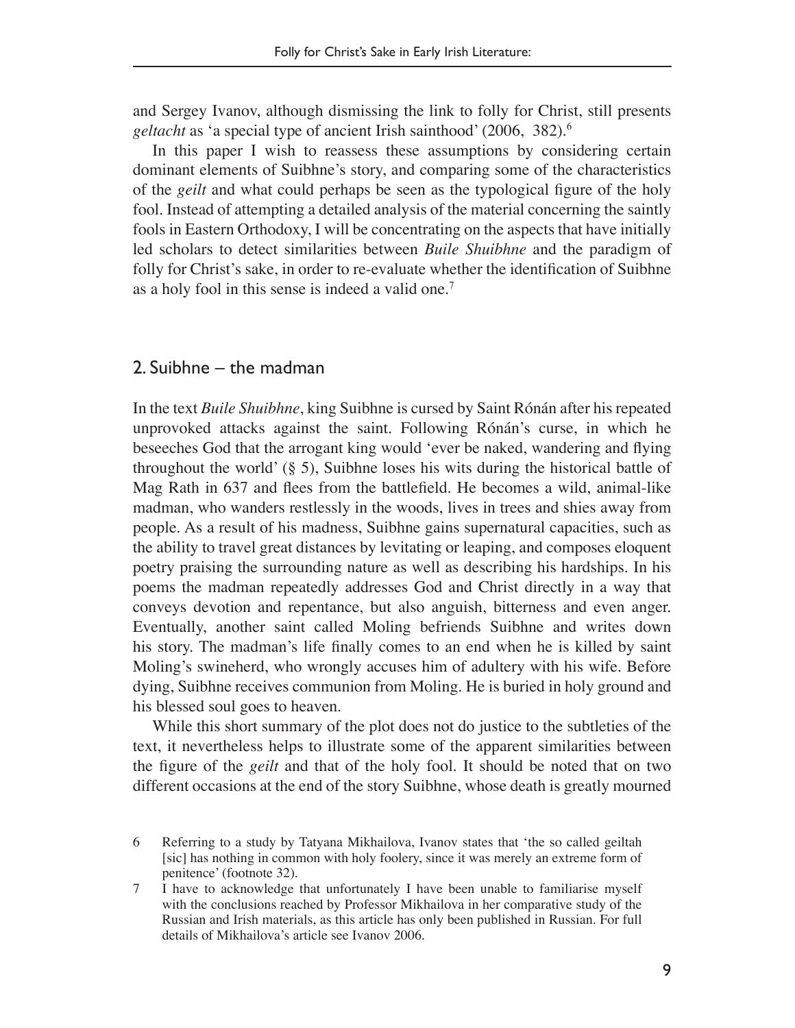and Sergey Ivanov, although dismissing the link to folly for Christ, still presents *geltacht* as 'a special type of ancient Irish sainthood' (2006, 382).[6]

In this paper I wish to reassess these assumptions by considering certain dominant elements of Suibhne's story, and comparing some of the characteristics of the *geilt* and what could perhaps be seen as the typological figure of the holy fool. Instead of attempting a detailed analysis of the material concerning the saintly fools in Eastern Orthodoxy, I will be concentrating on the aspects that have initially led scholars to detect similarities between *Buile Shuibhne* and the paradigm of folly for Christ's sake, in order to re-evaluate whether the identification of Suibhne as a holy fool in this sense is indeed a valid one.[7]

## 2. Suibhne – the madman

In the text *Buile Shuibhne*, king Suibhne is cursed by Saint Rónán after his repeated unprovoked attacks against the saint. Following Rónán's curse, in which he beseeches God that the arrogant king would 'ever be naked, wandering and flying throughout the world' (§ 5), Suibhne loses his wits during the historical battle of Mag Rath in 637 and flees from the battlefield. He becomes a wild, animal-like madman, who wanders restlessly in the woods, lives in trees and shies away from people. As a result of his madness, Suibhne gains supernatural capacities, such as the ability to travel great distances by levitating or leaping, and composes eloquent poetry praising the surrounding nature as well as describing his hardships. In his poems the madman repeatedly addresses God and Christ directly in a way that conveys devotion and repentance, but also anguish, bitterness and even anger. Eventually, another saint called Moling befriends Suibhne and writes down his story. The madman's life finally comes to an end when he is killed by saint Moling's swineherd, who wrongly accuses him of adultery with his wife. Before dying, Suibhne receives communion from Moling. He is buried in holy ground and his blessed soul goes to heaven.

While this short summary of the plot does not do justice to the subtleties of the text, it nevertheless helps to illustrate some of the apparent similarities between the figure of the *geilt* and that of the holy fool. It should be noted that on two different occasions at the end of the story Suibhne, whose death is greatly mourned

6 Referring to a study by Tatyana Mikhailova, Ivanov states that 'the so called geiltah [sic] has nothing in common with holy foolery, since it was merely an extreme form of penitence' (footnote 32).

7 I have to acknowledge that unfortunately I have been unable to familiarise myself with the conclusions reached by Professor Mikhailova in her comparative study of the Russian and Irish materials, as this article has only been published in Russian. For full details of Mikhailova's article see Ivanov 2006.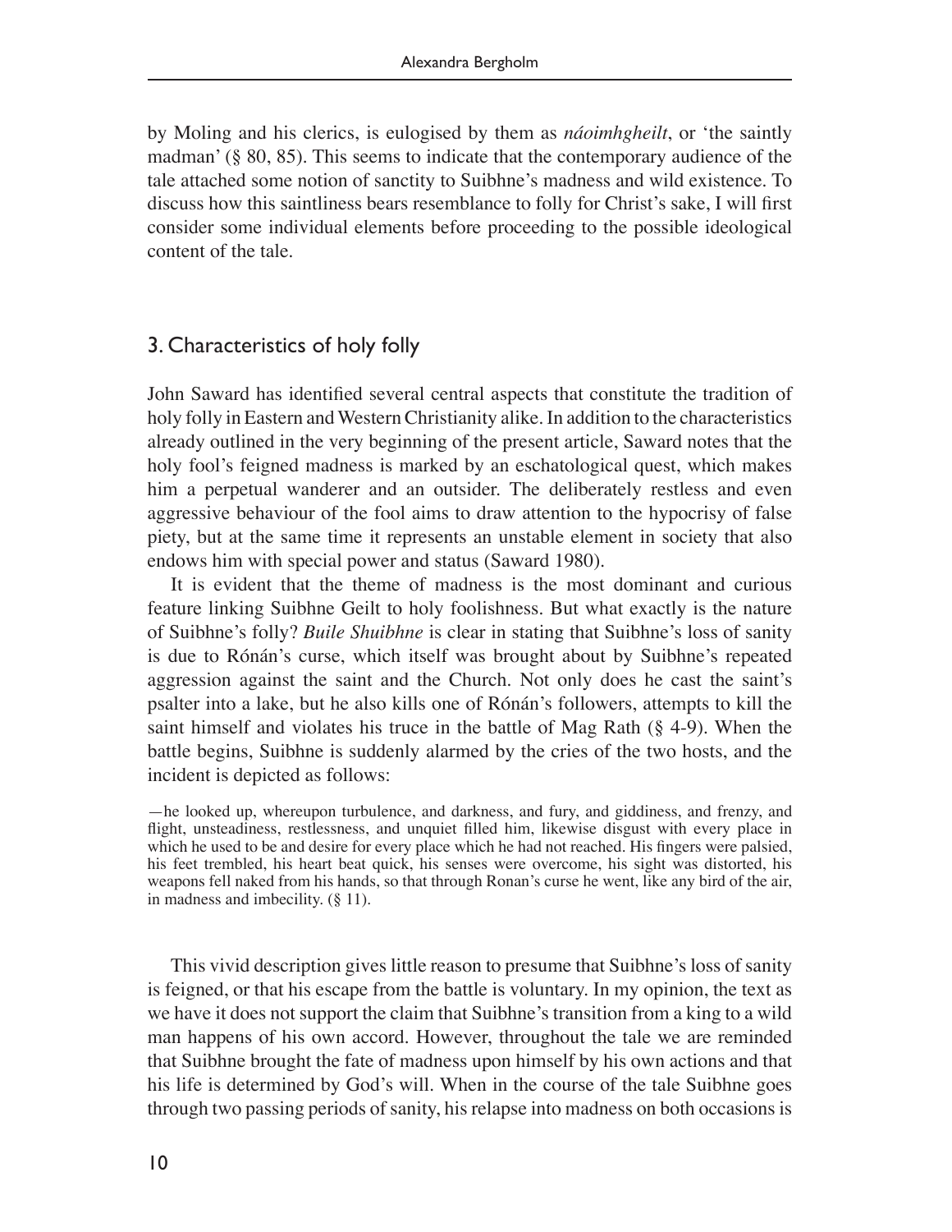by Moling and his clerics, is eulogised by them as *náoimhgheilt*, or 'the saintly madman' (§ 80, 85). This seems to indicate that the contemporary audience of the tale attached some notion of sanctity to Suibhne's madness and wild existence. To discuss how this saintliness bears resemblance to folly for Christ's sake, I will first consider some individual elements before proceeding to the possible ideological content of the tale.

## 3. Characteristics of holy folly

John Saward has identified several central aspects that constitute the tradition of holy folly in Eastern and Western Christianity alike. In addition to the characteristics already outlined in the very beginning of the present article, Saward notes that the holy fool's feigned madness is marked by an eschatological quest, which makes him a perpetual wanderer and an outsider. The deliberately restless and even aggressive behaviour of the fool aims to draw attention to the hypocrisy of false piety, but at the same time it represents an unstable element in society that also endows him with special power and status (Saward 1980).

It is evident that the theme of madness is the most dominant and curious feature linking Suibhne Geilt to holy foolishness. But what exactly is the nature of Suibhne's folly? *Buile Shuibhne* is clear in stating that Suibhne's loss of sanity is due to Rónán's curse, which itself was brought about by Suibhne's repeated aggression against the saint and the Church. Not only does he cast the saint's psalter into a lake, but he also kills one of Rónán's followers, attempts to kill the saint himself and violates his truce in the battle of Mag Rath (§ 4-9). When the battle begins, Suibhne is suddenly alarmed by the cries of the two hosts, and the incident is depicted as follows:

> —he looked up, whereupon turbulence, and darkness, and fury, and giddiness, and frenzy, and flight, unsteadiness, restlessness, and unquiet filled him, likewise disgust with every place in which he used to be and desire for every place which he had not reached. His fingers were palsied, his feet trembled, his heart beat quick, his senses were overcome, his sight was distorted, his weapons fell naked from his hands, so that through Ronan's curse he went, like any bird of the air, in madness and imbecility. (§ 11).

This vivid description gives little reason to presume that Suibhne's loss of sanity is feigned, or that his escape from the battle is voluntary. In my opinion, the text as we have it does not support the claim that Suibhne's transition from a king to a wild man happens of his own accord. However, throughout the tale we are reminded that Suibhne brought the fate of madness upon himself by his own actions and that his life is determined by God's will. When in the course of the tale Suibhne goes through two passing periods of sanity, his relapse into madness on both occasions is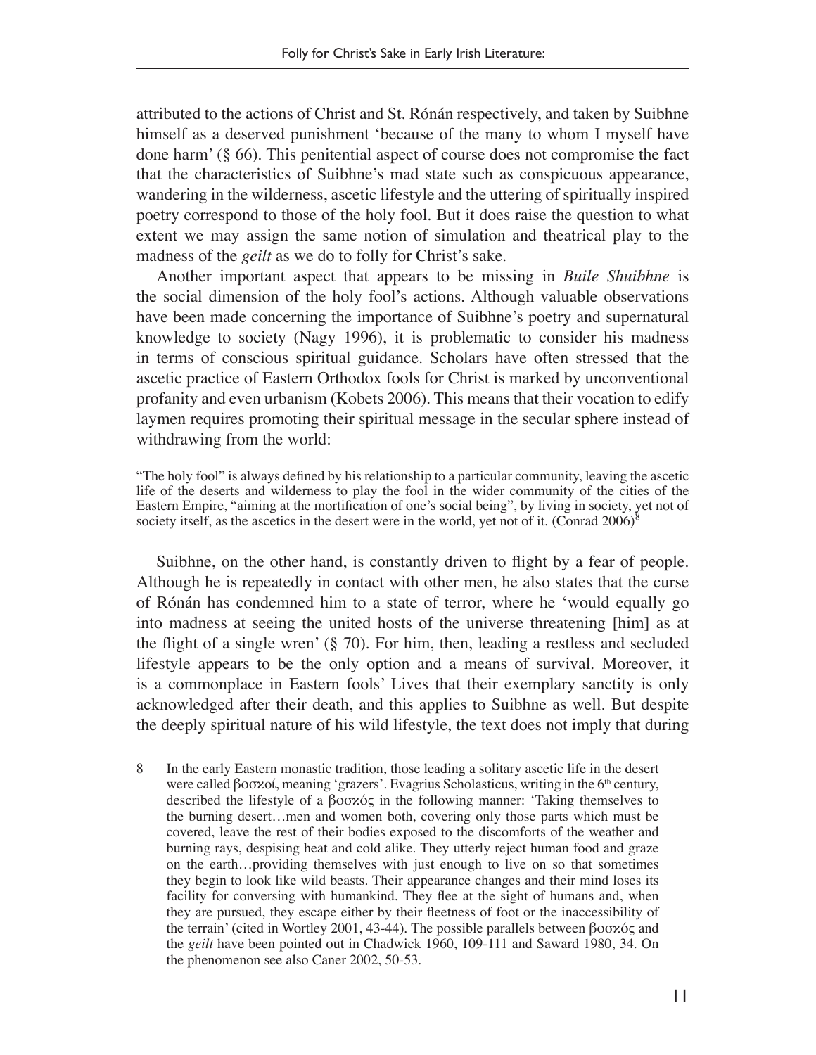attributed to the actions of Christ and St. Rónán respectively, and taken by Suibhne himself as a deserved punishment 'because of the many to whom I myself have done harm' (§ 66). This penitential aspect of course does not compromise the fact that the characteristics of Suibhne's mad state such as conspicuous appearance, wandering in the wilderness, ascetic lifestyle and the uttering of spiritually inspired poetry correspond to those of the holy fool. But it does raise the question to what extent we may assign the same notion of simulation and theatrical play to the madness of the *geilt* as we do to folly for Christ's sake.

Another important aspect that appears to be missing in *Buile Shuibhne* is the social dimension of the holy fool's actions. Although valuable observations have been made concerning the importance of Suibhne's poetry and supernatural knowledge to society (Nagy 1996), it is problematic to consider his madness in terms of conscious spiritual guidance. Scholars have often stressed that the ascetic practice of Eastern Orthodox fools for Christ is marked by unconventional profanity and even urbanism (Kobets 2006). This means that their vocation to edify laymen requires promoting their spiritual message in the secular sphere instead of withdrawing from the world:

> "The holy fool" is always defined by his relationship to a particular community, leaving the ascetic life of the deserts and wilderness to play the fool in the wider community of the cities of the Eastern Empire, "aiming at the mortification of one's social being", by living in society, yet not of society itself, as the ascetics in the desert were in the world, yet not of it. (Conrad 2006)[8]

Suibhne, on the other hand, is constantly driven to flight by a fear of people. Although he is repeatedly in contact with other men, he also states that the curse of Rónán has condemned him to a state of terror, where he 'would equally go into madness at seeing the united hosts of the universe threatening [him] as at the flight of a single wren' (§ 70). For him, then, leading a restless and secluded lifestyle appears to be the only option and a means of survival. Moreover, it is a commonplace in Eastern fools' Lives that their exemplary sanctity is only acknowledged after their death, and this applies to Suibhne as well. But despite the deeply spiritual nature of his wild lifestyle, the text does not imply that during

8 In the early Eastern monastic tradition, those leading a solitary ascetic life in the desert were called βοσκοί, meaning 'grazers'. Evagrius Scholasticus, writing in the 6th century, described the lifestyle of a βοσκός in the following manner: 'Taking themselves to the burning desert…men and women both, covering only those parts which must be covered, leave the rest of their bodies exposed to the discomforts of the weather and burning rays, despising heat and cold alike. They utterly reject human food and graze on the earth…providing themselves with just enough to live on so that sometimes they begin to look like wild beasts. Their appearance changes and their mind loses its facility for conversing with humankind. They flee at the sight of humans and, when they are pursued, they escape either by their fleetness of foot or the inaccessibility of the terrain' (cited in Wortley 2001, 43-44). The possible parallels between βοσκός and the *geilt* have been pointed out in Chadwick 1960, 109-111 and Saward 1980, 34. On the phenomenon see also Caner 2002, 50-53.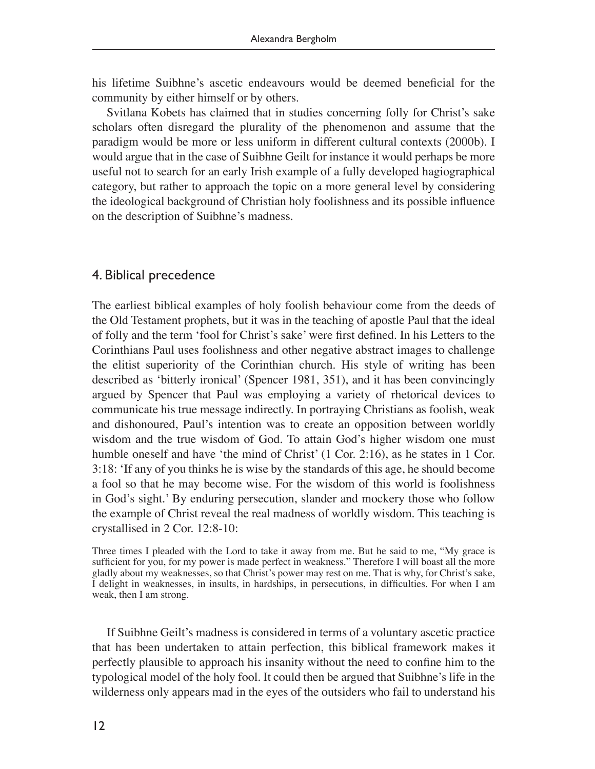his lifetime Suibhne's ascetic endeavours would be deemed beneficial for the community by either himself or by others.

Svitlana Kobets has claimed that in studies concerning folly for Christ's sake scholars often disregard the plurality of the phenomenon and assume that the paradigm would be more or less uniform in different cultural contexts (2000b). I would argue that in the case of Suibhne Geilt for instance it would perhaps be more useful not to search for an early Irish example of a fully developed hagiographical category, but rather to approach the topic on a more general level by considering the ideological background of Christian holy foolishness and its possible influence on the description of Suibhne's madness.

## 4. Biblical precedence

The earliest biblical examples of holy foolish behaviour come from the deeds of the Old Testament prophets, but it was in the teaching of apostle Paul that the ideal of folly and the term 'fool for Christ's sake' were first defined. In his Letters to the Corinthians Paul uses foolishness and other negative abstract images to challenge the elitist superiority of the Corinthian church. His style of writing has been described as 'bitterly ironical' (Spencer 1981, 351), and it has been convincingly argued by Spencer that Paul was employing a variety of rhetorical devices to communicate his true message indirectly. In portraying Christians as foolish, weak and dishonoured, Paul's intention was to create an opposition between worldly wisdom and the true wisdom of God. To attain God's higher wisdom one must humble oneself and have 'the mind of Christ' (1 Cor. 2:16), as he states in 1 Cor. 3:18: 'If any of you thinks he is wise by the standards of this age, he should become a fool so that he may become wise. For the wisdom of this world is foolishness in God's sight.' By enduring persecution, slander and mockery those who follow the example of Christ reveal the real madness of worldly wisdom. This teaching is crystallised in 2 Cor. 12:8-10:

> Three times I pleaded with the Lord to take it away from me. But he said to me, "My grace is sufficient for you, for my power is made perfect in weakness." Therefore I will boast all the more gladly about my weaknesses, so that Christ's power may rest on me. That is why, for Christ's sake, I delight in weaknesses, in insults, in hardships, in persecutions, in difficulties. For when I am weak, then I am strong.

If Suibhne Geilt's madness is considered in terms of a voluntary ascetic practice that has been undertaken to attain perfection, this biblical framework makes it perfectly plausible to approach his insanity without the need to confine him to the typological model of the holy fool. It could then be argued that Suibhne's life in the wilderness only appears mad in the eyes of the outsiders who fail to understand his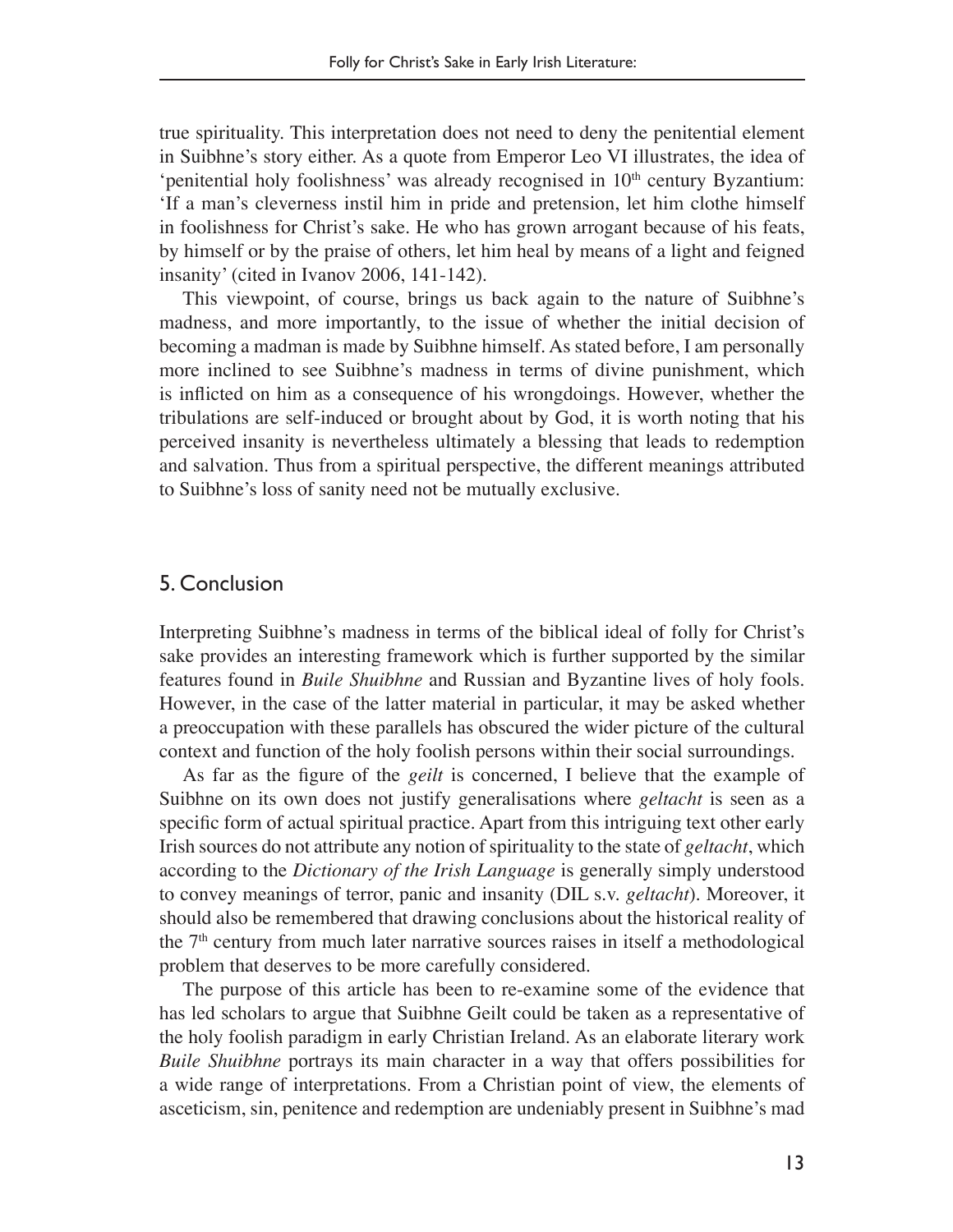true spirituality. This interpretation does not need to deny the penitential element in Suibhne's story either. As a quote from Emperor Leo VI illustrates, the idea of 'penitential holy foolishness' was already recognised in 10th century Byzantium: 'If a man's cleverness instil him in pride and pretension, let him clothe himself in foolishness for Christ's sake. He who has grown arrogant because of his feats, by himself or by the praise of others, let him heal by means of a light and feigned insanity' (cited in Ivanov 2006, 141-142).

This viewpoint, of course, brings us back again to the nature of Suibhne's madness, and more importantly, to the issue of whether the initial decision of becoming a madman is made by Suibhne himself. As stated before, I am personally more inclined to see Suibhne's madness in terms of divine punishment, which is inflicted on him as a consequence of his wrongdoings. However, whether the tribulations are self-induced or brought about by God, it is worth noting that his perceived insanity is nevertheless ultimately a blessing that leads to redemption and salvation. Thus from a spiritual perspective, the different meanings attributed to Suibhne's loss of sanity need not be mutually exclusive.

## 5. Conclusion

Interpreting Suibhne's madness in terms of the biblical ideal of folly for Christ's sake provides an interesting framework which is further supported by the similar features found in *Buile Shuibhne* and Russian and Byzantine lives of holy fools. However, in the case of the latter material in particular, it may be asked whether a preoccupation with these parallels has obscured the wider picture of the cultural context and function of the holy foolish persons within their social surroundings.

As far as the figure of the *geilt* is concerned, I believe that the example of Suibhne on its own does not justify generalisations where *geltacht* is seen as a specific form of actual spiritual practice. Apart from this intriguing text other early Irish sources do not attribute any notion of spirituality to the state of *geltacht*, which according to the *Dictionary of the Irish Language* is generally simply understood to convey meanings of terror, panic and insanity (DIL s.v. *geltacht*). Moreover, it should also be remembered that drawing conclusions about the historical reality of the 7th century from much later narrative sources raises in itself a methodological problem that deserves to be more carefully considered.

The purpose of this article has been to re-examine some of the evidence that has led scholars to argue that Suibhne Geilt could be taken as a representative of the holy foolish paradigm in early Christian Ireland. As an elaborate literary work *Buile Shuibhne* portrays its main character in a way that offers possibilities for a wide range of interpretations. From a Christian point of view, the elements of asceticism, sin, penitence and redemption are undeniably present in Suibhne's mad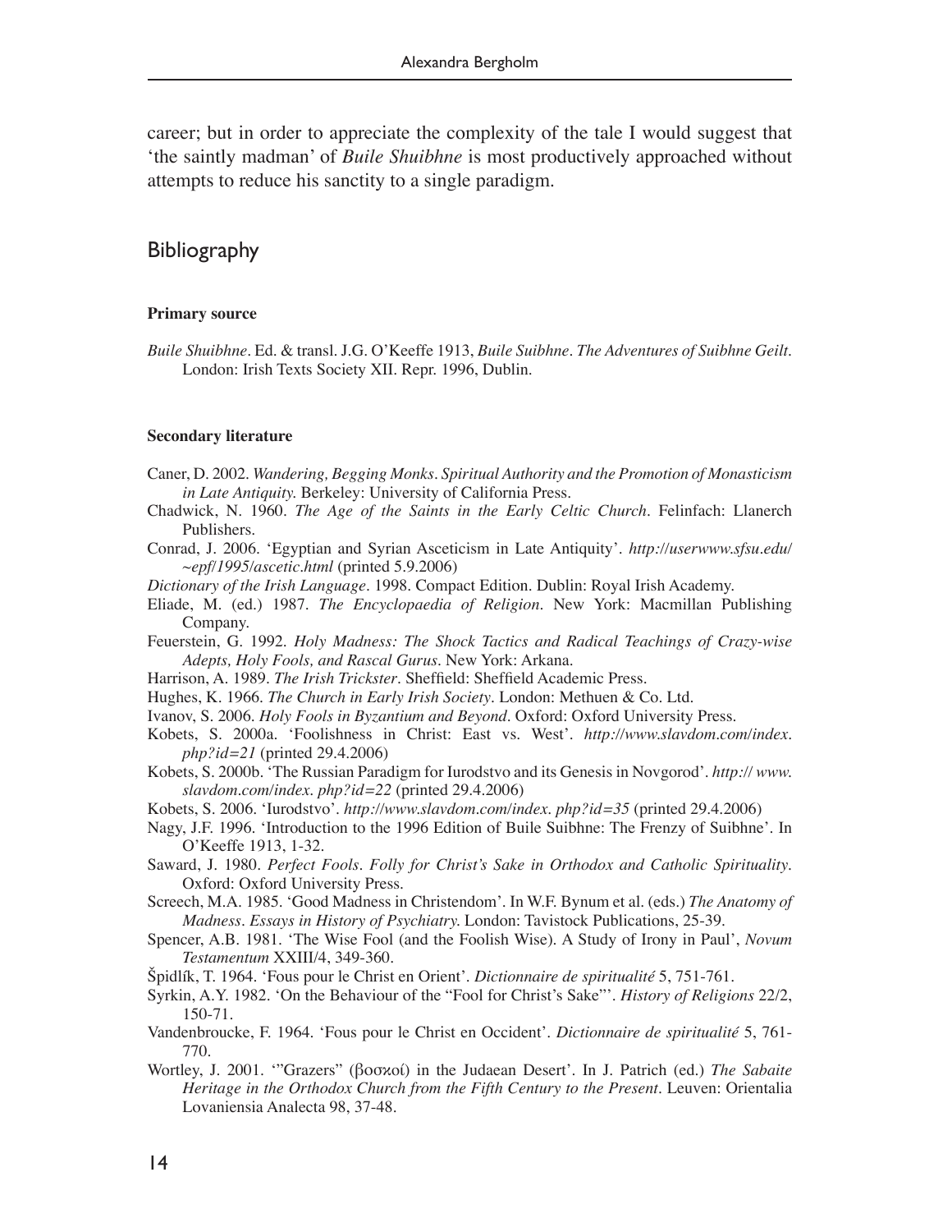career; but in order to appreciate the complexity of the tale I would suggest that 'the saintly madman' of *Buile Shuibhne* is most productively approached without attempts to reduce his sanctity to a single paradigm.

## Bibliography

**Primary source**

*Buile Shuibhne*. Ed. & transl. J.G. O'Keeffe 1913, *Buile Suibhne. The Adventures of Suibhne Geilt*. London: Irish Texts Society XII. Repr. 1996, Dublin.

**Secondary literature**

Caner, D. 2002. *Wandering, Begging Monks. Spiritual Authority and the Promotion of Monasticism in Late Antiquity.* Berkeley: University of California Press.

Chadwick, N. 1960. *The Age of the Saints in the Early Celtic Church*. Felinfach: Llanerch Publishers.

Conrad, J. 2006. 'Egyptian and Syrian Asceticism in Late Antiquity'. *http://userwww.sfsu.edu/~epf/1995/ascetic.html* (printed 5.9.2006)

*Dictionary of the Irish Language*. 1998. Compact Edition. Dublin: Royal Irish Academy.

Eliade, M. (ed.) 1987. *The Encyclopaedia of Religion*. New York: Macmillan Publishing Company.

Feuerstein, G. 1992. *Holy Madness: The Shock Tactics and Radical Teachings of Crazy-wise Adepts, Holy Fools, and Rascal Gurus*. New York: Arkana.

Harrison, A. 1989. *The Irish Trickster*. Sheffield: Sheffield Academic Press.

Hughes, K. 1966. *The Church in Early Irish Society*. London: Methuen & Co. Ltd.

Ivanov, S. 2006. *Holy Fools in Byzantium and Beyond*. Oxford: Oxford University Press.

Kobets, S. 2000a. 'Foolishness in Christ: East vs. West'. *http://www.slavdom.com/index.php?id=21* (printed 29.4.2006)

Kobets, S. 2000b. 'The Russian Paradigm for Iurodstvo and its Genesis in Novgorod'. *http:// www.slavdom.com/index. php?id=22* (printed 29.4.2006)

Kobets, S. 2006. 'Iurodstvo'. *http://www.slavdom.com/index. php?id=35* (printed 29.4.2006)

Nagy, J.F. 1996. 'Introduction to the 1996 Edition of Buile Suibhne: The Frenzy of Suibhne'. In O'Keeffe 1913, 1-32.

Saward, J. 1980. *Perfect Fools. Folly for Christ's Sake in Orthodox and Catholic Spirituality*. Oxford: Oxford University Press.

Screech, M.A. 1985. 'Good Madness in Christendom'. In W.F. Bynum et al. (eds.) *The Anatomy of Madness. Essays in History of Psychiatry.* London: Tavistock Publications, 25-39.

Spencer, A.B. 1981. 'The Wise Fool (and the Foolish Wise). A Study of Irony in Paul', *Novum Testamentum* XXIII/4, 349-360.

Špidlík, T. 1964. 'Fous pour le Christ en Orient'. *Dictionnaire de spiritualité* 5, 751-761.

Syrkin, A.Y. 1982. 'On the Behaviour of the "Fool for Christ's Sake"'. *History of Religions* 22/2, 150-71.

Vandenbroucke, F. 1964. 'Fous pour le Christ en Occident'. *Dictionnaire de spiritualité* 5, 761-770.

Wortley, J. 2001. '"Grazers" (βοσκοί) in the Judaean Desert'. In J. Patrich (ed.) *The Sabaite Heritage in the Orthodox Church from the Fifth Century to the Present*. Leuven: Orientalia Lovaniensia Analecta 98, 37-48.